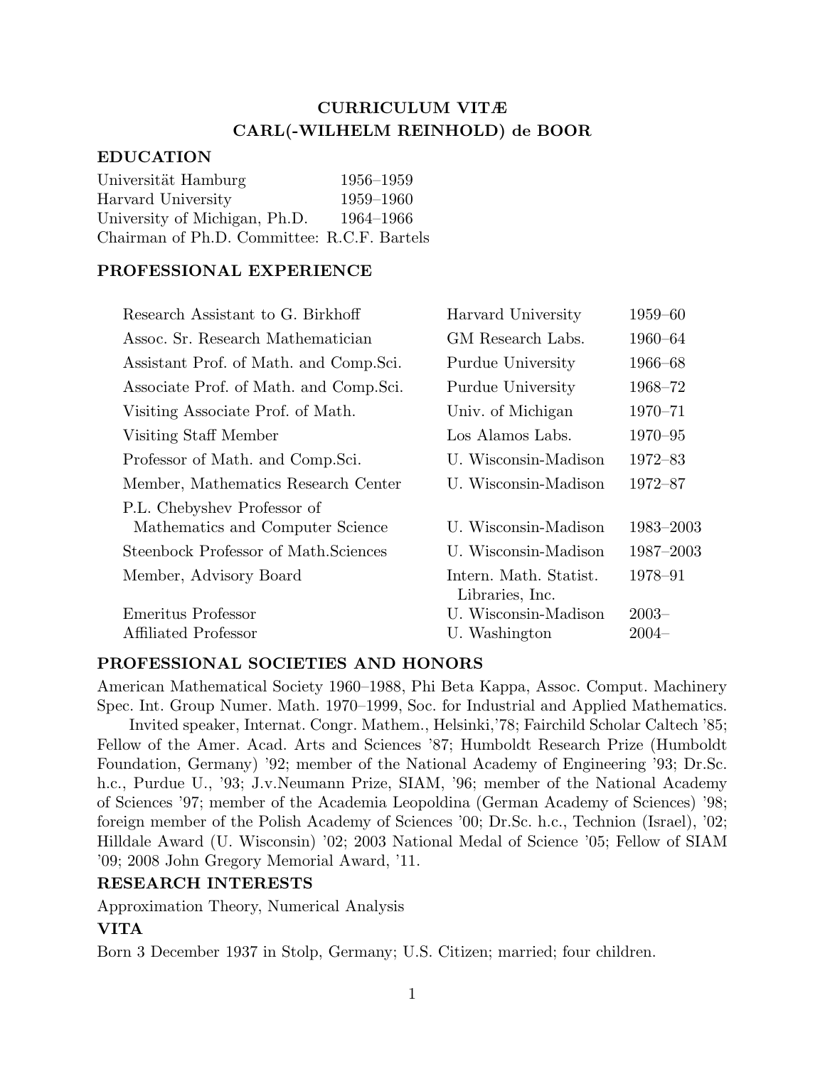# CURRICULUM VITÆ
# CARL(-WILHELM REINHOLD) de BOOR

## EDUCATION

| | |
|---|---|
| Universität Hamburg | 1956–1959 |
| Harvard University | 1959–1960 |
| University of Michigan, Ph.D. | 1964–1966 |

Chairman of Ph.D. Committee: R.C.F. Bartels

## PROFESSIONAL EXPERIENCE

| | | |
|---|---|---|
| Research Assistant to G. Birkhoff | Harvard University | 1959–60 |
| Assoc. Sr. Research Mathematician | GM Research Labs. | 1960–64 |
| Assistant Prof. of Math. and Comp.Sci. | Purdue University | 1966–68 |
| Associate Prof. of Math. and Comp.Sci. | Purdue University | 1968–72 |
| Visiting Associate Prof. of Math. | Univ. of Michigan | 1970–71 |
| Visiting Staff Member | Los Alamos Labs. | 1970–95 |
| Professor of Math. and Comp.Sci. | U. Wisconsin-Madison | 1972–83 |
| Member, Mathematics Research Center | U. Wisconsin-Madison | 1972–87 |
| P.L. Chebyshev Professor of Mathematics and Computer Science | U. Wisconsin-Madison | 1983–2003 |
| Steenbock Professor of Math.Sciences | U. Wisconsin-Madison | 1987–2003 |
| Member, Advisory Board | Intern. Math. Statist. Libraries, Inc. | 1978–91 |
| Emeritus Professor | U. Wisconsin-Madison | 2003– |
| Affiliated Professor | U. Washington | 2004– |

## PROFESSIONAL SOCIETIES AND HONORS

American Mathematical Society 1960–1988, Phi Beta Kappa, Assoc. Comput. Machinery Spec. Int. Group Numer. Math. 1970–1999, Soc. for Industrial and Applied Mathematics.

Invited speaker, Internat. Congr. Mathem., Helsinki,'78; Fairchild Scholar Caltech '85; Fellow of the Amer. Acad. Arts and Sciences '87; Humboldt Research Prize (Humboldt Foundation, Germany) '92; member of the National Academy of Engineering '93; Dr.Sc. h.c., Purdue U., '93; J.v.Neumann Prize, SIAM, '96; member of the National Academy of Sciences '97; member of the Academia Leopoldina (German Academy of Sciences) '98; foreign member of the Polish Academy of Sciences '00; Dr.Sc. h.c., Technion (Israel), '02; Hilldale Award (U. Wisconsin) '02; 2003 National Medal of Science '05; Fellow of SIAM '09; 2008 John Gregory Memorial Award, '11.

## RESEARCH INTERESTS

Approximation Theory, Numerical Analysis

## VITA

Born 3 December 1937 in Stolp, Germany; U.S. Citizen; married; four children.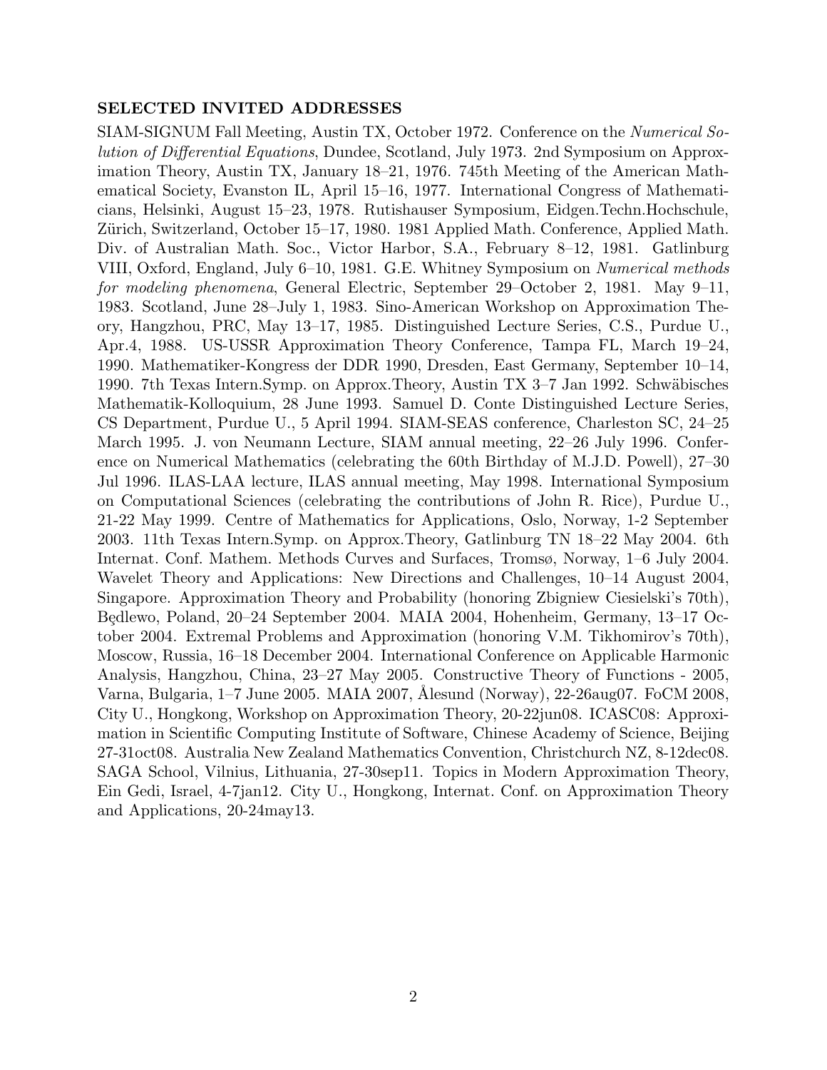### SELECTED INVITED ADDRESSES

SIAM-SIGNUM Fall Meeting, Austin TX, October 1972. Conference on the *Numerical Solution of Differential Equations*, Dundee, Scotland, July 1973. 2nd Symposium on Approximation Theory, Austin TX, January 18–21, 1976. 745th Meeting of the American Mathematical Society, Evanston IL, April 15–16, 1977. International Congress of Mathematicians, Helsinki, August 15–23, 1978. Rutishauser Symposium, Eidgen.Techn.Hochschule, Zürich, Switzerland, October 15–17, 1980. 1981 Applied Math. Conference, Applied Math. Div. of Australian Math. Soc., Victor Harbor, S.A., February 8–12, 1981. Gatlinburg VIII, Oxford, England, July 6–10, 1981. G.E. Whitney Symposium on *Numerical methods for modeling phenomena*, General Electric, September 29–October 2, 1981. May 9–11, 1983. Scotland, June 28–July 1, 1983. Sino-American Workshop on Approximation Theory, Hangzhou, PRC, May 13–17, 1985. Distinguished Lecture Series, C.S., Purdue U., Apr.4, 1988. US-USSR Approximation Theory Conference, Tampa FL, March 19–24, 1990. Mathematiker-Kongress der DDR 1990, Dresden, East Germany, September 10–14, 1990. 7th Texas Intern.Symp. on Approx.Theory, Austin TX 3–7 Jan 1992. Schwäbisches Mathematik-Kolloquium, 28 June 1993. Samuel D. Conte Distinguished Lecture Series, CS Department, Purdue U., 5 April 1994. SIAM-SEAS conference, Charleston SC, 24–25 March 1995. J. von Neumann Lecture, SIAM annual meeting, 22–26 July 1996. Conference on Numerical Mathematics (celebrating the 60th Birthday of M.J.D. Powell), 27–30 Jul 1996. ILAS-LAA lecture, ILAS annual meeting, May 1998. International Symposium on Computational Sciences (celebrating the contributions of John R. Rice), Purdue U., 21-22 May 1999. Centre of Mathematics for Applications, Oslo, Norway, 1-2 September 2003. 11th Texas Intern.Symp. on Approx.Theory, Gatlinburg TN 18–22 May 2004. 6th Internat. Conf. Mathem. Methods Curves and Surfaces, Tromsø, Norway, 1–6 July 2004. Wavelet Theory and Applications: New Directions and Challenges, 10–14 August 2004, Singapore. Approximation Theory and Probability (honoring Zbigniew Ciesielski's 70th), Będlewo, Poland, 20–24 September 2004. MAIA 2004, Hohenheim, Germany, 13–17 October 2004. Extremal Problems and Approximation (honoring V.M. Tikhomirov's 70th), Moscow, Russia, 16–18 December 2004. International Conference on Applicable Harmonic Analysis, Hangzhou, China, 23–27 May 2005. Constructive Theory of Functions - 2005, Varna, Bulgaria, 1–7 June 2005. MAIA 2007, Ålesund (Norway), 22-26aug07. FoCM 2008, City U., Hongkong, Workshop on Approximation Theory, 20-22jun08. ICASC08: Approximation in Scientific Computing Institute of Software, Chinese Academy of Science, Beijing 27-31oct08. Australia New Zealand Mathematics Convention, Christchurch NZ, 8-12dec08. SAGA School, Vilnius, Lithuania, 27-30sep11. Topics in Modern Approximation Theory, Ein Gedi, Israel, 4-7jan12. City U., Hongkong, Internat. Conf. on Approximation Theory and Applications, 20-24may13.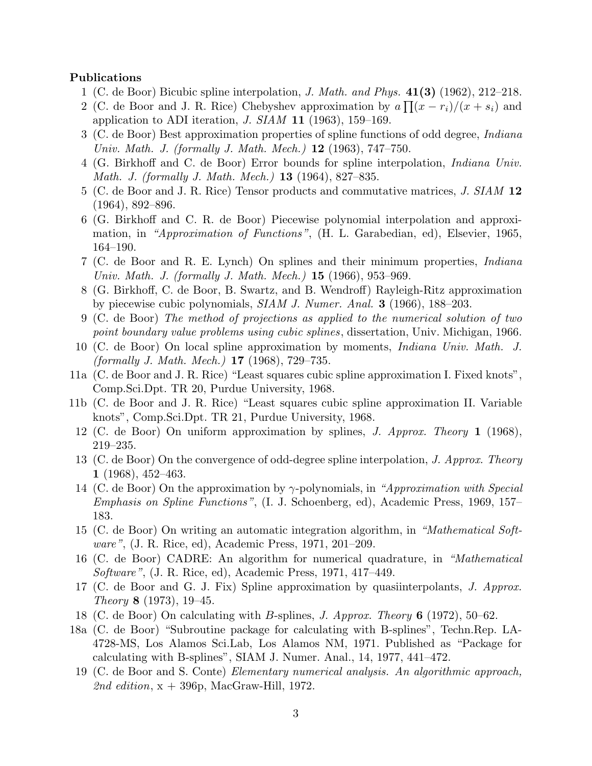**Publications**

1 (C. de Boor) Bicubic spline interpolation, *J. Math. and Phys.* **41(3)** (1962), 212–218.

2 (C. de Boor and J. R. Rice) Chebyshev approximation by $a \prod(x - r_i)/(x + s_i)$ and application to ADI iteration, *J. SIAM* **11** (1963), 159–169.

3 (C. de Boor) Best approximation properties of spline functions of odd degree, *Indiana Univ. Math. J. (formally J. Math. Mech.)* **12** (1963), 747–750.

4 (G. Birkhoff and C. de Boor) Error bounds for spline interpolation, *Indiana Univ. Math. J. (formally J. Math. Mech.)* **13** (1964), 827–835.

5 (C. de Boor and J. R. Rice) Tensor products and commutative matrices, *J. SIAM* **12** (1964), 892–896.

6 (G. Birkhoff and C. R. de Boor) Piecewise polynomial interpolation and approximation, in *"Approximation of Functions"*, (H. L. Garabedian, ed), Elsevier, 1965, 164–190.

7 (C. de Boor and R. E. Lynch) On splines and their minimum properties, *Indiana Univ. Math. J. (formally J. Math. Mech.)* **15** (1966), 953–969.

8 (G. Birkhoff, C. de Boor, B. Swartz, and B. Wendroff) Rayleigh-Ritz approximation by piecewise cubic polynomials, *SIAM J. Numer. Anal.* **3** (1966), 188–203.

9 (C. de Boor) *The method of projections as applied to the numerical solution of two point boundary value problems using cubic splines*, dissertation, Univ. Michigan, 1966.

10 (C. de Boor) On local spline approximation by moments, *Indiana Univ. Math. J. (formally J. Math. Mech.)* **17** (1968), 729–735.

11a (C. de Boor and J. R. Rice) "Least squares cubic spline approximation I. Fixed knots", Comp.Sci.Dpt. TR 20, Purdue University, 1968.

11b (C. de Boor and J. R. Rice) "Least squares cubic spline approximation II. Variable knots", Comp.Sci.Dpt. TR 21, Purdue University, 1968.

12 (C. de Boor) On uniform approximation by splines, *J. Approx. Theory* **1** (1968), 219–235.

13 (C. de Boor) On the convergence of odd-degree spline interpolation, *J. Approx. Theory* **1** (1968), 452–463.

14 (C. de Boor) On the approximation by $\gamma$-polynomials, in *"Approximation with Special Emphasis on Spline Functions"*, (I. J. Schoenberg, ed), Academic Press, 1969, 157–183.

15 (C. de Boor) On writing an automatic integration algorithm, in *"Mathematical Software"*, (J. R. Rice, ed), Academic Press, 1971, 201–209.

16 (C. de Boor) CADRE: An algorithm for numerical quadrature, in *"Mathematical Software"*, (J. R. Rice, ed), Academic Press, 1971, 417–449.

17 (C. de Boor and G. J. Fix) Spline approximation by quasiinterpolants, *J. Approx. Theory* **8** (1973), 19–45.

18 (C. de Boor) On calculating with *B*-splines, *J. Approx. Theory* **6** (1972), 50–62.

18a (C. de Boor) "Subroutine package for calculating with B-splines", Techn.Rep. LA-4728-MS, Los Alamos Sci.Lab, Los Alamos NM, 1971. Published as "Package for calculating with B-splines", SIAM J. Numer. Anal., 14, 1977, 441–472.

19 (C. de Boor and S. Conte) *Elementary numerical analysis. An algorithmic approach, 2nd edition*, x + 396p, MacGraw-Hill, 1972.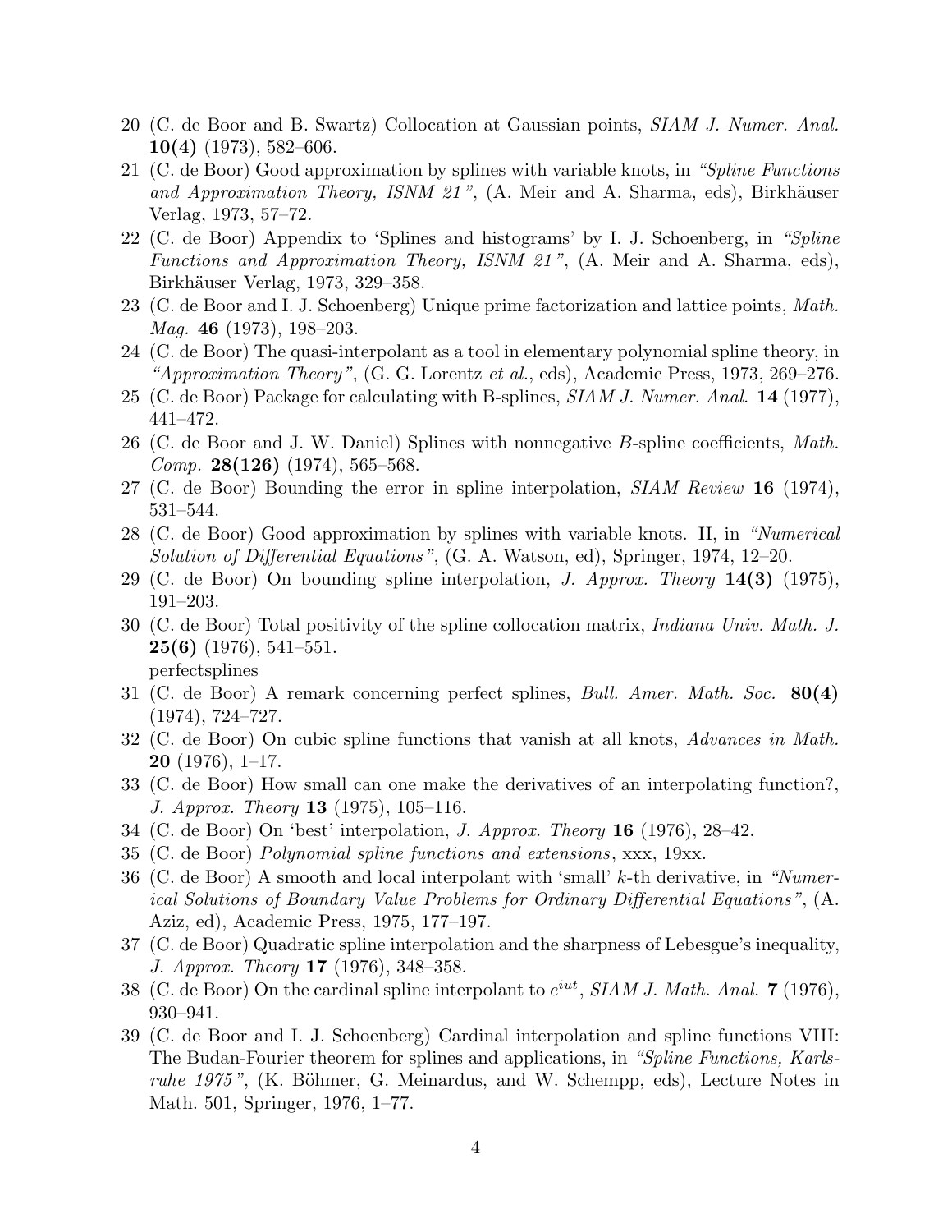20 (C. de Boor and B. Swartz) Collocation at Gaussian points, *SIAM J. Numer. Anal.* **10(4)** (1973), 582–606.

21 (C. de Boor) Good approximation by splines with variable knots, in *"Spline Functions and Approximation Theory, ISNM 21"*, (A. Meir and A. Sharma, eds), Birkhäuser Verlag, 1973, 57–72.

22 (C. de Boor) Appendix to 'Splines and histograms' by I. J. Schoenberg, in *"Spline Functions and Approximation Theory, ISNM 21"*, (A. Meir and A. Sharma, eds), Birkhäuser Verlag, 1973, 329–358.

23 (C. de Boor and I. J. Schoenberg) Unique prime factorization and lattice points, *Math. Mag.* **46** (1973), 198–203.

24 (C. de Boor) The quasi-interpolant as a tool in elementary polynomial spline theory, in *"Approximation Theory"*, (G. G. Lorentz *et al.*, eds), Academic Press, 1973, 269–276.

25 (C. de Boor) Package for calculating with B-splines, *SIAM J. Numer. Anal.* **14** (1977), 441–472.

26 (C. de Boor and J. W. Daniel) Splines with nonnegative $B$-spline coefficients, *Math. Comp.* **28(126)** (1974), 565–568.

27 (C. de Boor) Bounding the error in spline interpolation, *SIAM Review* **16** (1974), 531–544.

28 (C. de Boor) Good approximation by splines with variable knots. II, in *"Numerical Solution of Differential Equations"*, (G. A. Watson, ed), Springer, 1974, 12–20.

29 (C. de Boor) On bounding spline interpolation, *J. Approx. Theory* **14(3)** (1975), 191–203.

30 (C. de Boor) Total positivity of the spline collocation matrix, *Indiana Univ. Math. J.* **25(6)** (1976), 541–551.
perfectsplines

31 (C. de Boor) A remark concerning perfect splines, *Bull. Amer. Math. Soc.* **80(4)** (1974), 724–727.

32 (C. de Boor) On cubic spline functions that vanish at all knots, *Advances in Math.* **20** (1976), 1–17.

33 (C. de Boor) How small can one make the derivatives of an interpolating function?, *J. Approx. Theory* **13** (1975), 105–116.

34 (C. de Boor) On 'best' interpolation, *J. Approx. Theory* **16** (1976), 28–42.

35 (C. de Boor) *Polynomial spline functions and extensions*, xxx, 19xx.

36 (C. de Boor) A smooth and local interpolant with 'small' $k$-th derivative, in *"Numerical Solutions of Boundary Value Problems for Ordinary Differential Equations"*, (A. Aziz, ed), Academic Press, 1975, 177–197.

37 (C. de Boor) Quadratic spline interpolation and the sharpness of Lebesgue's inequality, *J. Approx. Theory* **17** (1976), 348–358.

38 (C. de Boor) On the cardinal spline interpolant to $e^{iut}$, *SIAM J. Math. Anal.* **7** (1976), 930–941.

39 (C. de Boor and I. J. Schoenberg) Cardinal interpolation and spline functions VIII: The Budan-Fourier theorem for splines and applications, in *"Spline Functions, Karlsruhe 1975"*, (K. Böhmer, G. Meinardus, and W. Schempp, eds), Lecture Notes in Math. 501, Springer, 1976, 1–77.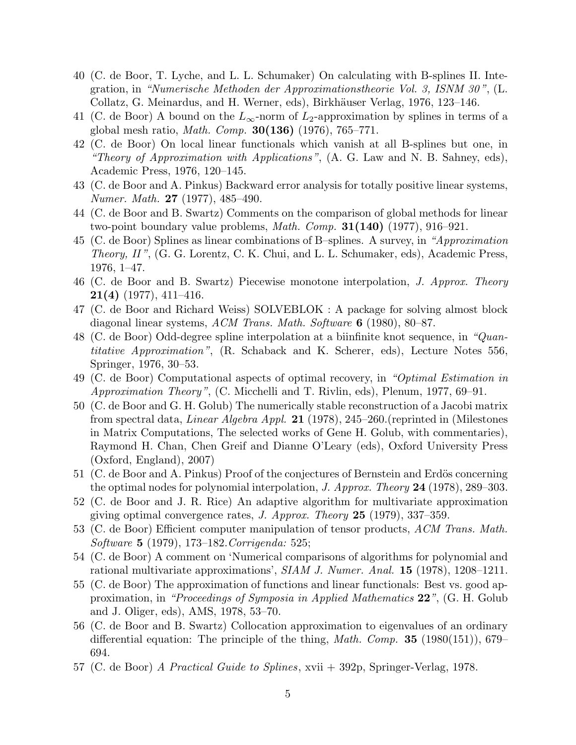40 (C. de Boor, T. Lyche, and L. L. Schumaker) On calculating with B-splines II. Integration, in *"Numerische Methoden der Approximationstheorie Vol. 3, ISNM 30"*, (L. Collatz, G. Meinardus, and H. Werner, eds), Birkhäuser Verlag, 1976, 123–146.

41 (C. de Boor) A bound on the $L_\infty$-norm of $L_2$-approximation by splines in terms of a global mesh ratio, *Math. Comp.* **30(136)** (1976), 765–771.

42 (C. de Boor) On local linear functionals which vanish at all B-splines but one, in *"Theory of Approximation with Applications"*, (A. G. Law and N. B. Sahney, eds), Academic Press, 1976, 120–145.

43 (C. de Boor and A. Pinkus) Backward error analysis for totally positive linear systems, *Numer. Math.* **27** (1977), 485–490.

44 (C. de Boor and B. Swartz) Comments on the comparison of global methods for linear two-point boundary value problems, *Math. Comp.* **31(140)** (1977), 916–921.

45 (C. de Boor) Splines as linear combinations of B–splines. A survey, in *"Approximation Theory, II"*, (G. G. Lorentz, C. K. Chui, and L. L. Schumaker, eds), Academic Press, 1976, 1–47.

46 (C. de Boor and B. Swartz) Piecewise monotone interpolation, *J. Approx. Theory* **21(4)** (1977), 411–416.

47 (C. de Boor and Richard Weiss) SOLVEBLOK : A package for solving almost block diagonal linear systems, *ACM Trans. Math. Software* **6** (1980), 80–87.

48 (C. de Boor) Odd-degree spline interpolation at a biinfinite knot sequence, in *"Quantitative Approximation"*, (R. Schaback and K. Scherer, eds), Lecture Notes 556, Springer, 1976, 30–53.

49 (C. de Boor) Computational aspects of optimal recovery, in *"Optimal Estimation in Approximation Theory"*, (C. Micchelli and T. Rivlin, eds), Plenum, 1977, 69–91.

50 (C. de Boor and G. H. Golub) The numerically stable reconstruction of a Jacobi matrix from spectral data, *Linear Algebra Appl.* **21** (1978), 245–260.(reprinted in (Milestones in Matrix Computations, The selected works of Gene H. Golub, with commentaries), Raymond H. Chan, Chen Greif and Dianne O'Leary (eds), Oxford University Press (Oxford, England), 2007)

51 (C. de Boor and A. Pinkus) Proof of the conjectures of Bernstein and Erdös concerning the optimal nodes for polynomial interpolation, *J. Approx. Theory* **24** (1978), 289–303.

52 (C. de Boor and J. R. Rice) An adaptive algorithm for multivariate approximation giving optimal convergence rates, *J. Approx. Theory* **25** (1979), 337–359.

53 (C. de Boor) Efficient computer manipulation of tensor products, *ACM Trans. Math. Software* **5** (1979), 173–182.*Corrigenda:* 525;

54 (C. de Boor) A comment on 'Numerical comparisons of algorithms for polynomial and rational multivariate approximations', *SIAM J. Numer. Anal.* **15** (1978), 1208–1211.

55 (C. de Boor) The approximation of functions and linear functionals: Best vs. good approximation, in *"Proceedings of Symposia in Applied Mathematics* **22***"*, (G. H. Golub and J. Oliger, eds), AMS, 1978, 53–70.

56 (C. de Boor and B. Swartz) Collocation approximation to eigenvalues of an ordinary differential equation: The principle of the thing, *Math. Comp.* **35** (1980(151)), 679–694.

57 (C. de Boor) *A Practical Guide to Splines*, xvii + 392p, Springer-Verlag, 1978.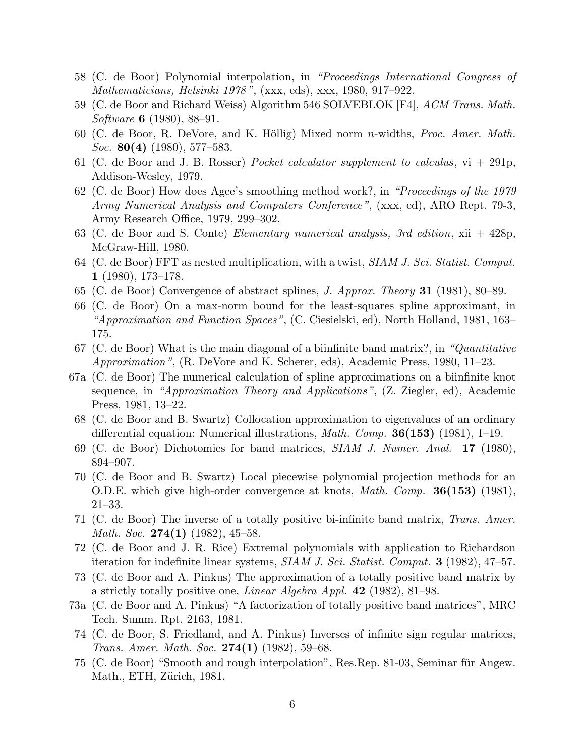58 (C. de Boor) Polynomial interpolation, in *"Proceedings International Congress of Mathematicians, Helsinki 1978"*, (xxx, eds), xxx, 1980, 917–922.

59 (C. de Boor and Richard Weiss) Algorithm 546 SOLVEBLOK [F4], *ACM Trans. Math. Software* **6** (1980), 88–91.

60 (C. de Boor, R. DeVore, and K. Höllig) Mixed norm $n$-widths, *Proc. Amer. Math. Soc.* **80(4)** (1980), 577–583.

61 (C. de Boor and J. B. Rosser) *Pocket calculator supplement to calculus*, vi + 291p, Addison-Wesley, 1979.

62 (C. de Boor) How does Agee's smoothing method work?, in *"Proceedings of the 1979 Army Numerical Analysis and Computers Conference"*, (xxx, ed), ARO Rept. 79-3, Army Research Office, 1979, 299–302.

63 (C. de Boor and S. Conte) *Elementary numerical analysis, 3rd edition*, xii + 428p, McGraw-Hill, 1980.

64 (C. de Boor) FFT as nested multiplication, with a twist, *SIAM J. Sci. Statist. Comput.* **1** (1980), 173–178.

65 (C. de Boor) Convergence of abstract splines, *J. Approx. Theory* **31** (1981), 80–89.

66 (C. de Boor) On a max-norm bound for the least-squares spline approximant, in *"Approximation and Function Spaces"*, (C. Ciesielski, ed), North Holland, 1981, 163–175.

67 (C. de Boor) What is the main diagonal of a biinfinite band matrix?, in *"Quantitative Approximation"*, (R. DeVore and K. Scherer, eds), Academic Press, 1980, 11–23.

67a (C. de Boor) The numerical calculation of spline approximations on a biinfinite knot sequence, in *"Approximation Theory and Applications"*, (Z. Ziegler, ed), Academic Press, 1981, 13–22.

68 (C. de Boor and B. Swartz) Collocation approximation to eigenvalues of an ordinary differential equation: Numerical illustrations, *Math. Comp.* **36(153)** (1981), 1–19.

69 (C. de Boor) Dichotomies for band matrices, *SIAM J. Numer. Anal.* **17** (1980), 894–907.

70 (C. de Boor and B. Swartz) Local piecewise polynomial projection methods for an O.D.E. which give high-order convergence at knots, *Math. Comp.* **36(153)** (1981), 21–33.

71 (C. de Boor) The inverse of a totally positive bi-infinite band matrix, *Trans. Amer. Math. Soc.* **274(1)** (1982), 45–58.

72 (C. de Boor and J. R. Rice) Extremal polynomials with application to Richardson iteration for indefinite linear systems, *SIAM J. Sci. Statist. Comput.* **3** (1982), 47–57.

73 (C. de Boor and A. Pinkus) The approximation of a totally positive band matrix by a strictly totally positive one, *Linear Algebra Appl.* **42** (1982), 81–98.

73a (C. de Boor and A. Pinkus) "A factorization of totally positive band matrices", MRC Tech. Summ. Rpt. 2163, 1981.

74 (C. de Boor, S. Friedland, and A. Pinkus) Inverses of infinite sign regular matrices, *Trans. Amer. Math. Soc.* **274(1)** (1982), 59–68.

75 (C. de Boor) "Smooth and rough interpolation", Res.Rep. 81-03, Seminar für Angew. Math., ETH, Zürich, 1981.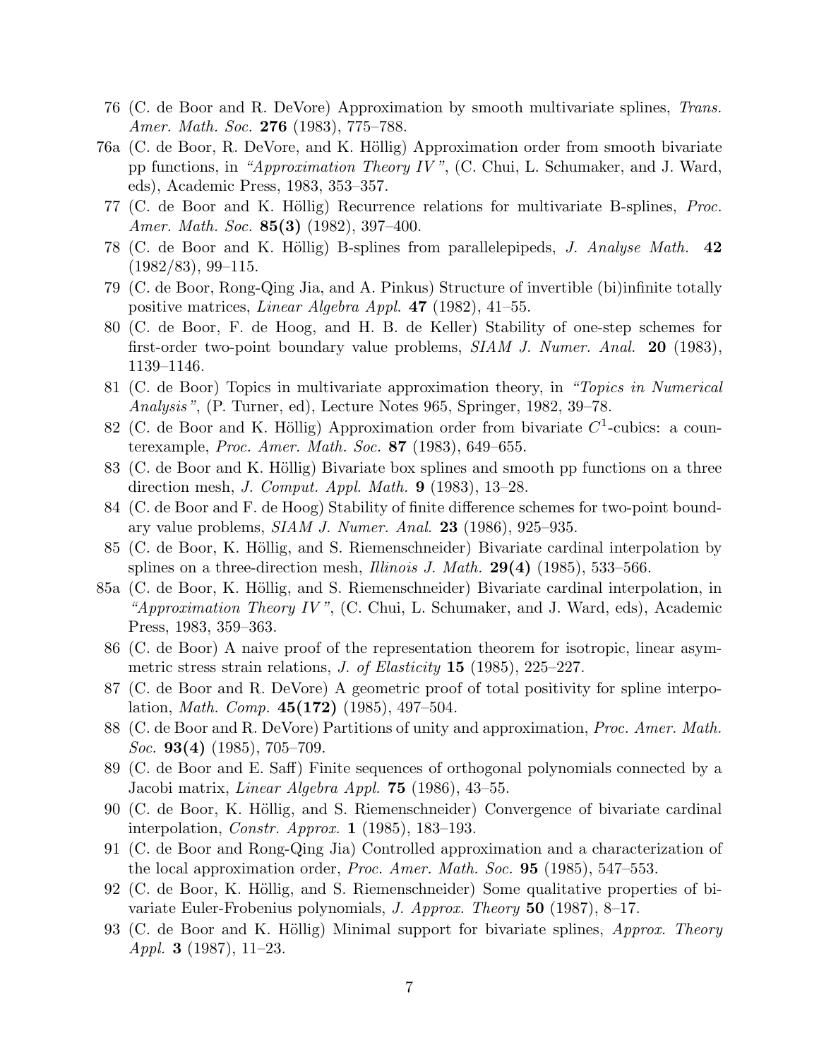76 (C. de Boor and R. DeVore) Approximation by smooth multivariate splines, *Trans. Amer. Math. Soc.* **276** (1983), 775–788.

76a (C. de Boor, R. DeVore, and K. Höllig) Approximation order from smooth bivariate pp functions, in *"Approximation Theory IV"*, (C. Chui, L. Schumaker, and J. Ward, eds), Academic Press, 1983, 353–357.

77 (C. de Boor and K. Höllig) Recurrence relations for multivariate B-splines, *Proc. Amer. Math. Soc.* **85(3)** (1982), 397–400.

78 (C. de Boor and K. Höllig) B-splines from parallelepipeds, *J. Analyse Math.* **42** (1982/83), 99–115.

79 (C. de Boor, Rong-Qing Jia, and A. Pinkus) Structure of invertible (bi)infinite totally positive matrices, *Linear Algebra Appl.* **47** (1982), 41–55.

80 (C. de Boor, F. de Hoog, and H. B. de Keller) Stability of one-step schemes for first-order two-point boundary value problems, *SIAM J. Numer. Anal.* **20** (1983), 1139–1146.

81 (C. de Boor) Topics in multivariate approximation theory, in *"Topics in Numerical Analysis"*, (P. Turner, ed), Lecture Notes 965, Springer, 1982, 39–78.

82 (C. de Boor and K. Höllig) Approximation order from bivariate $C^1$-cubics: a counterexample, *Proc. Amer. Math. Soc.* **87** (1983), 649–655.

83 (C. de Boor and K. Höllig) Bivariate box splines and smooth pp functions on a three direction mesh, *J. Comput. Appl. Math.* **9** (1983), 13–28.

84 (C. de Boor and F. de Hoog) Stability of finite difference schemes for two-point boundary value problems, *SIAM J. Numer. Anal.* **23** (1986), 925–935.

85 (C. de Boor, K. Höllig, and S. Riemenschneider) Bivariate cardinal interpolation by splines on a three-direction mesh, *Illinois J. Math.* **29(4)** (1985), 533–566.

85a (C. de Boor, K. Höllig, and S. Riemenschneider) Bivariate cardinal interpolation, in *"Approximation Theory IV"*, (C. Chui, L. Schumaker, and J. Ward, eds), Academic Press, 1983, 359–363.

86 (C. de Boor) A naive proof of the representation theorem for isotropic, linear asymmetric stress strain relations, *J. of Elasticity* **15** (1985), 225–227.

87 (C. de Boor and R. DeVore) A geometric proof of total positivity for spline interpolation, *Math. Comp.* **45(172)** (1985), 497–504.

88 (C. de Boor and R. DeVore) Partitions of unity and approximation, *Proc. Amer. Math. Soc.* **93(4)** (1985), 705–709.

89 (C. de Boor and E. Saff) Finite sequences of orthogonal polynomials connected by a Jacobi matrix, *Linear Algebra Appl.* **75** (1986), 43–55.

90 (C. de Boor, K. Höllig, and S. Riemenschneider) Convergence of bivariate cardinal interpolation, *Constr. Approx.* **1** (1985), 183–193.

91 (C. de Boor and Rong-Qing Jia) Controlled approximation and a characterization of the local approximation order, *Proc. Amer. Math. Soc.* **95** (1985), 547–553.

92 (C. de Boor, K. Höllig, and S. Riemenschneider) Some qualitative properties of bivariate Euler-Frobenius polynomials, *J. Approx. Theory* **50** (1987), 8–17.

93 (C. de Boor and K. Höllig) Minimal support for bivariate splines, *Approx. Theory Appl.* **3** (1987), 11–23.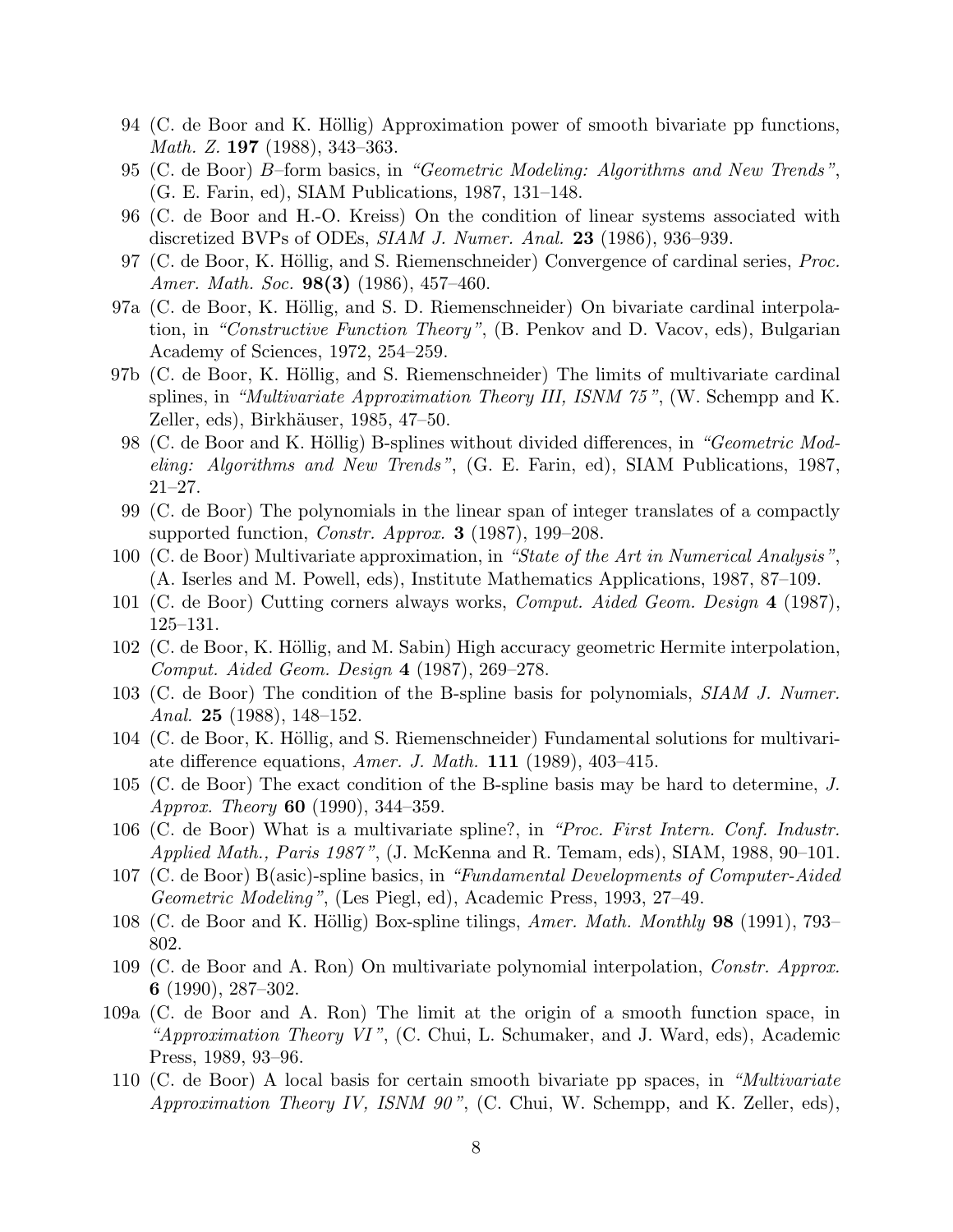94 (C. de Boor and K. Höllig) Approximation power of smooth bivariate pp functions, *Math. Z.* **197** (1988), 343–363.

95 (C. de Boor) *B*–form basics, in *"Geometric Modeling: Algorithms and New Trends"*, (G. E. Farin, ed), SIAM Publications, 1987, 131–148.

96 (C. de Boor and H.-O. Kreiss) On the condition of linear systems associated with discretized BVPs of ODEs, *SIAM J. Numer. Anal.* **23** (1986), 936–939.

97 (C. de Boor, K. Höllig, and S. Riemenschneider) Convergence of cardinal series, *Proc. Amer. Math. Soc.* **98(3)** (1986), 457–460.

97a (C. de Boor, K. Höllig, and S. D. Riemenschneider) On bivariate cardinal interpolation, in *"Constructive Function Theory"*, (B. Penkov and D. Vacov, eds), Bulgarian Academy of Sciences, 1972, 254–259.

97b (C. de Boor, K. Höllig, and S. Riemenschneider) The limits of multivariate cardinal splines, in *"Multivariate Approximation Theory III, ISNM 75"*, (W. Schempp and K. Zeller, eds), Birkhäuser, 1985, 47–50.

98 (C. de Boor and K. Höllig) B-splines without divided differences, in *"Geometric Modeling: Algorithms and New Trends"*, (G. E. Farin, ed), SIAM Publications, 1987, 21–27.

99 (C. de Boor) The polynomials in the linear span of integer translates of a compactly supported function, *Constr. Approx.* **3** (1987), 199–208.

100 (C. de Boor) Multivariate approximation, in *"State of the Art in Numerical Analysis"*, (A. Iserles and M. Powell, eds), Institute Mathematics Applications, 1987, 87–109.

101 (C. de Boor) Cutting corners always works, *Comput. Aided Geom. Design* **4** (1987), 125–131.

102 (C. de Boor, K. Höllig, and M. Sabin) High accuracy geometric Hermite interpolation, *Comput. Aided Geom. Design* **4** (1987), 269–278.

103 (C. de Boor) The condition of the B-spline basis for polynomials, *SIAM J. Numer. Anal.* **25** (1988), 148–152.

104 (C. de Boor, K. Höllig, and S. Riemenschneider) Fundamental solutions for multivariate difference equations, *Amer. J. Math.* **111** (1989), 403–415.

105 (C. de Boor) The exact condition of the B-spline basis may be hard to determine, *J. Approx. Theory* **60** (1990), 344–359.

106 (C. de Boor) What is a multivariate spline?, in *"Proc. First Intern. Conf. Industr. Applied Math., Paris 1987"*, (J. McKenna and R. Temam, eds), SIAM, 1988, 90–101.

107 (C. de Boor) B(asic)-spline basics, in *"Fundamental Developments of Computer-Aided Geometric Modeling"*, (Les Piegl, ed), Academic Press, 1993, 27–49.

108 (C. de Boor and K. Höllig) Box-spline tilings, *Amer. Math. Monthly* **98** (1991), 793–802.

109 (C. de Boor and A. Ron) On multivariate polynomial interpolation, *Constr. Approx.* **6** (1990), 287–302.

109a (C. de Boor and A. Ron) The limit at the origin of a smooth function space, in *"Approximation Theory VI"*, (C. Chui, L. Schumaker, and J. Ward, eds), Academic Press, 1989, 93–96.

110 (C. de Boor) A local basis for certain smooth bivariate pp spaces, in *"Multivariate Approximation Theory IV, ISNM 90"*, (C. Chui, W. Schempp, and K. Zeller, eds),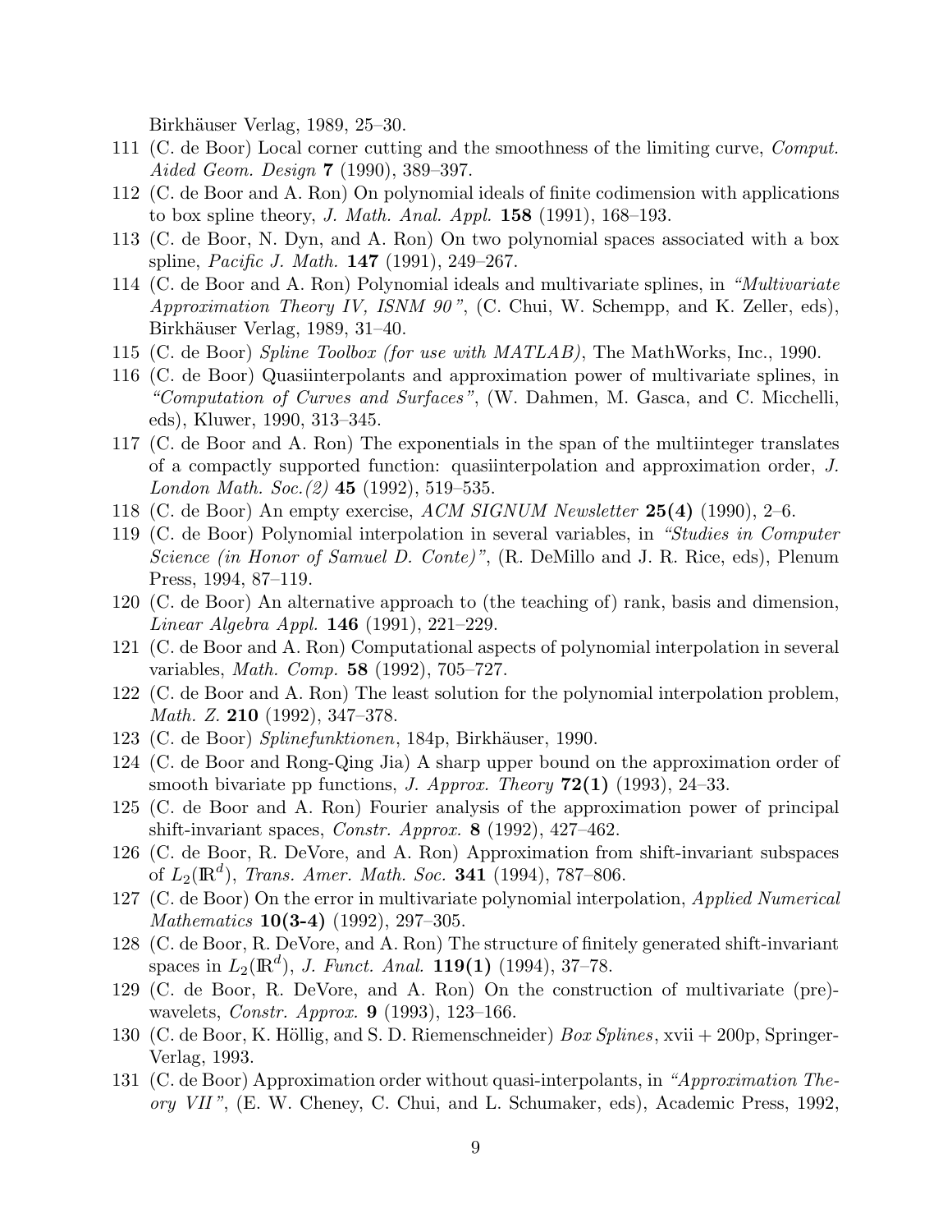Birkhäuser Verlag, 1989, 25–30.

111 (C. de Boor) Local corner cutting and the smoothness of the limiting curve, *Comput. Aided Geom. Design* **7** (1990), 389–397.

112 (C. de Boor and A. Ron) On polynomial ideals of finite codimension with applications to box spline theory, *J. Math. Anal. Appl.* **158** (1991), 168–193.

113 (C. de Boor, N. Dyn, and A. Ron) On two polynomial spaces associated with a box spline, *Pacific J. Math.* **147** (1991), 249–267.

114 (C. de Boor and A. Ron) Polynomial ideals and multivariate splines, in *"Multivariate Approximation Theory IV, ISNM 90"*, (C. Chui, W. Schempp, and K. Zeller, eds), Birkhäuser Verlag, 1989, 31–40.

115 (C. de Boor) *Spline Toolbox (for use with MATLAB)*, The MathWorks, Inc., 1990.

116 (C. de Boor) Quasiinterpolants and approximation power of multivariate splines, in *"Computation of Curves and Surfaces"*, (W. Dahmen, M. Gasca, and C. Micchelli, eds), Kluwer, 1990, 313–345.

117 (C. de Boor and A. Ron) The exponentials in the span of the multiinteger translates of a compactly supported function: quasiinterpolation and approximation order, *J. London Math. Soc.(2)* **45** (1992), 519–535.

118 (C. de Boor) An empty exercise, *ACM SIGNUM Newsletter* **25(4)** (1990), 2–6.

119 (C. de Boor) Polynomial interpolation in several variables, in *"Studies in Computer Science (in Honor of Samuel D. Conte)"*, (R. DeMillo and J. R. Rice, eds), Plenum Press, 1994, 87–119.

120 (C. de Boor) An alternative approach to (the teaching of) rank, basis and dimension, *Linear Algebra Appl.* **146** (1991), 221–229.

121 (C. de Boor and A. Ron) Computational aspects of polynomial interpolation in several variables, *Math. Comp.* **58** (1992), 705–727.

122 (C. de Boor and A. Ron) The least solution for the polynomial interpolation problem, *Math. Z.* **210** (1992), 347–378.

123 (C. de Boor) *Splinefunktionen*, 184p, Birkhäuser, 1990.

124 (C. de Boor and Rong-Qing Jia) A sharp upper bound on the approximation order of smooth bivariate pp functions, *J. Approx. Theory* **72(1)** (1993), 24–33.

125 (C. de Boor and A. Ron) Fourier analysis of the approximation power of principal shift-invariant spaces, *Constr. Approx.* **8** (1992), 427–462.

126 (C. de Boor, R. DeVore, and A. Ron) Approximation from shift-invariant subspaces of $L_2(\mathbb{R}^d)$, *Trans. Amer. Math. Soc.* **341** (1994), 787–806.

127 (C. de Boor) On the error in multivariate polynomial interpolation, *Applied Numerical Mathematics* **10(3-4)** (1992), 297–305.

128 (C. de Boor, R. DeVore, and A. Ron) The structure of finitely generated shift-invariant spaces in $L_2(\mathbb{R}^d)$, *J. Funct. Anal.* **119(1)** (1994), 37–78.

129 (C. de Boor, R. DeVore, and A. Ron) On the construction of multivariate (pre)-wavelets, *Constr. Approx.* **9** (1993), 123–166.

130 (C. de Boor, K. Höllig, and S. D. Riemenschneider) *Box Splines*, xvii + 200p, Springer-Verlag, 1993.

131 (C. de Boor) Approximation order without quasi-interpolants, in *"Approximation Theory VII"*, (E. W. Cheney, C. Chui, and L. Schumaker, eds), Academic Press, 1992,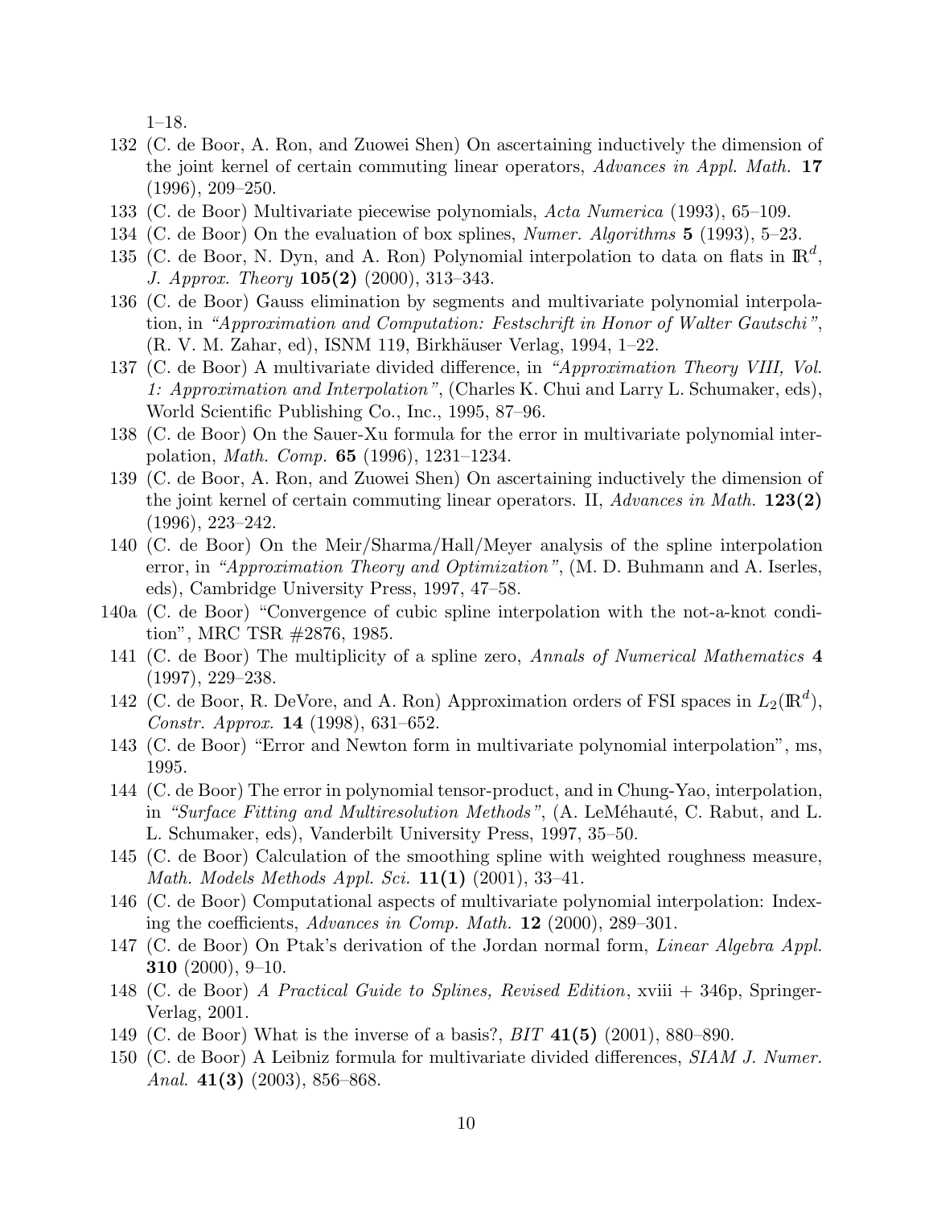1–18.

132 (C. de Boor, A. Ron, and Zuowei Shen) On ascertaining inductively the dimension of the joint kernel of certain commuting linear operators, *Advances in Appl. Math.* **17** (1996), 209–250.

133 (C. de Boor) Multivariate piecewise polynomials, *Acta Numerica* (1993), 65–109.

134 (C. de Boor) On the evaluation of box splines, *Numer. Algorithms* **5** (1993), 5–23.

135 (C. de Boor, N. Dyn, and A. Ron) Polynomial interpolation to data on flats in $\mathbb{R}^d$, *J. Approx. Theory* **105(2)** (2000), 313–343.

136 (C. de Boor) Gauss elimination by segments and multivariate polynomial interpolation, in *"Approximation and Computation: Festschrift in Honor of Walter Gautschi"*, (R. V. M. Zahar, ed), ISNM 119, Birkhäuser Verlag, 1994, 1–22.

137 (C. de Boor) A multivariate divided difference, in *"Approximation Theory VIII, Vol. 1: Approximation and Interpolation"*, (Charles K. Chui and Larry L. Schumaker, eds), World Scientific Publishing Co., Inc., 1995, 87–96.

138 (C. de Boor) On the Sauer-Xu formula for the error in multivariate polynomial interpolation, *Math. Comp.* **65** (1996), 1231–1234.

139 (C. de Boor, A. Ron, and Zuowei Shen) On ascertaining inductively the dimension of the joint kernel of certain commuting linear operators. II, *Advances in Math.* **123(2)** (1996), 223–242.

140 (C. de Boor) On the Meir/Sharma/Hall/Meyer analysis of the spline interpolation error, in *"Approximation Theory and Optimization"*, (M. D. Buhmann and A. Iserles, eds), Cambridge University Press, 1997, 47–58.

140a (C. de Boor) "Convergence of cubic spline interpolation with the not-a-knot condition", MRC TSR #2876, 1985.

141 (C. de Boor) The multiplicity of a spline zero, *Annals of Numerical Mathematics* **4** (1997), 229–238.

142 (C. de Boor, R. DeVore, and A. Ron) Approximation orders of FSI spaces in $L_2(\mathbb{R}^d)$, *Constr. Approx.* **14** (1998), 631–652.

143 (C. de Boor) "Error and Newton form in multivariate polynomial interpolation", ms, 1995.

144 (C. de Boor) The error in polynomial tensor-product, and in Chung-Yao, interpolation, in *"Surface Fitting and Multiresolution Methods"*, (A. LeMéhauté, C. Rabut, and L. L. Schumaker, eds), Vanderbilt University Press, 1997, 35–50.

145 (C. de Boor) Calculation of the smoothing spline with weighted roughness measure, *Math. Models Methods Appl. Sci.* **11(1)** (2001), 33–41.

146 (C. de Boor) Computational aspects of multivariate polynomial interpolation: Indexing the coefficients, *Advances in Comp. Math.* **12** (2000), 289–301.

147 (C. de Boor) On Ptak's derivation of the Jordan normal form, *Linear Algebra Appl.* **310** (2000), 9–10.

148 (C. de Boor) *A Practical Guide to Splines, Revised Edition*, xviii + 346p, Springer-Verlag, 2001.

149 (C. de Boor) What is the inverse of a basis?, *BIT* **41(5)** (2001), 880–890.

150 (C. de Boor) A Leibniz formula for multivariate divided differences, *SIAM J. Numer. Anal.* **41(3)** (2003), 856–868.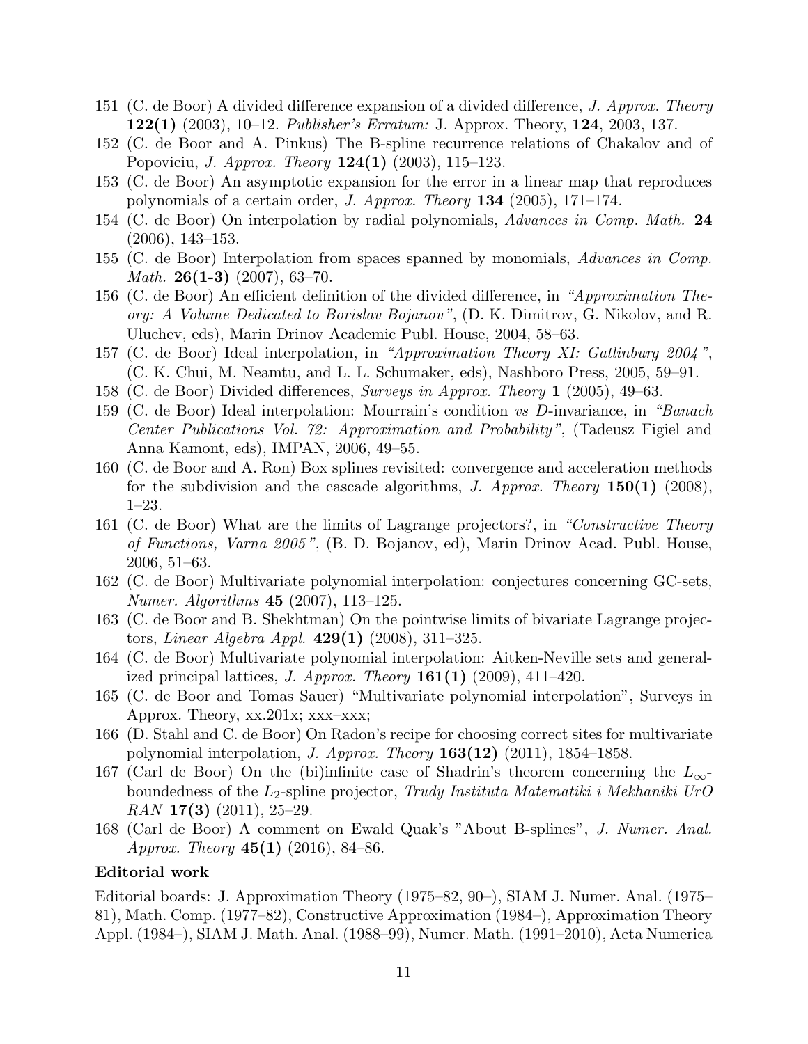151 (C. de Boor) A divided difference expansion of a divided difference, *J. Approx. Theory* **122(1)** (2003), 10–12. *Publisher's Erratum:* J. Approx. Theory, **124**, 2003, 137.

152 (C. de Boor and A. Pinkus) The B-spline recurrence relations of Chakalov and of Popoviciu, *J. Approx. Theory* **124(1)** (2003), 115–123.

153 (C. de Boor) An asymptotic expansion for the error in a linear map that reproduces polynomials of a certain order, *J. Approx. Theory* **134** (2005), 171–174.

154 (C. de Boor) On interpolation by radial polynomials, *Advances in Comp. Math.* **24** (2006), 143–153.

155 (C. de Boor) Interpolation from spaces spanned by monomials, *Advances in Comp. Math.* **26(1-3)** (2007), 63–70.

156 (C. de Boor) An efficient definition of the divided difference, in *"Approximation Theory: A Volume Dedicated to Borislav Bojanov"*, (D. K. Dimitrov, G. Nikolov, and R. Uluchev, eds), Marin Drinov Academic Publ. House, 2004, 58–63.

157 (C. de Boor) Ideal interpolation, in *"Approximation Theory XI: Gatlinburg 2004"*, (C. K. Chui, M. Neamtu, and L. L. Schumaker, eds), Nashboro Press, 2005, 59–91.

158 (C. de Boor) Divided differences, *Surveys in Approx. Theory* **1** (2005), 49–63.

159 (C. de Boor) Ideal interpolation: Mourrain's condition *vs D*-invariance, in *"Banach Center Publications Vol. 72: Approximation and Probability"*, (Tadeusz Figiel and Anna Kamont, eds), IMPAN, 2006, 49–55.

160 (C. de Boor and A. Ron) Box splines revisited: convergence and acceleration methods for the subdivision and the cascade algorithms, *J. Approx. Theory* **150(1)** (2008), 1–23.

161 (C. de Boor) What are the limits of Lagrange projectors?, in *"Constructive Theory of Functions, Varna 2005"*, (B. D. Bojanov, ed), Marin Drinov Acad. Publ. House, 2006, 51–63.

162 (C. de Boor) Multivariate polynomial interpolation: conjectures concerning GC-sets, *Numer. Algorithms* **45** (2007), 113–125.

163 (C. de Boor and B. Shekhtman) On the pointwise limits of bivariate Lagrange projectors, *Linear Algebra Appl.* **429(1)** (2008), 311–325.

164 (C. de Boor) Multivariate polynomial interpolation: Aitken-Neville sets and generalized principal lattices, *J. Approx. Theory* **161(1)** (2009), 411–420.

165 (C. de Boor and Tomas Sauer) "Multivariate polynomial interpolation", Surveys in Approx. Theory, xx.201x; xxx–xxx;

166 (D. Stahl and C. de Boor) On Radon's recipe for choosing correct sites for multivariate polynomial interpolation, *J. Approx. Theory* **163(12)** (2011), 1854–1858.

167 (Carl de Boor) On the (bi)infinite case of Shadrin's theorem concerning the $L_\infty$-boundedness of the $L_2$-spline projector, *Trudy Instituta Matematiki i Mekhaniki UrO RAN* **17(3)** (2011), 25–29.

168 (Carl de Boor) A comment on Ewald Quak's "About B-splines", *J. Numer. Anal. Approx. Theory* **45(1)** (2016), 84–86.

### Editorial work

Editorial boards: J. Approximation Theory (1975–82, 90–), SIAM J. Numer. Anal. (1975–81), Math. Comp. (1977–82), Constructive Approximation (1984–), Approximation Theory Appl. (1984–), SIAM J. Math. Anal. (1988–99), Numer. Math. (1991–2010), Acta Numerica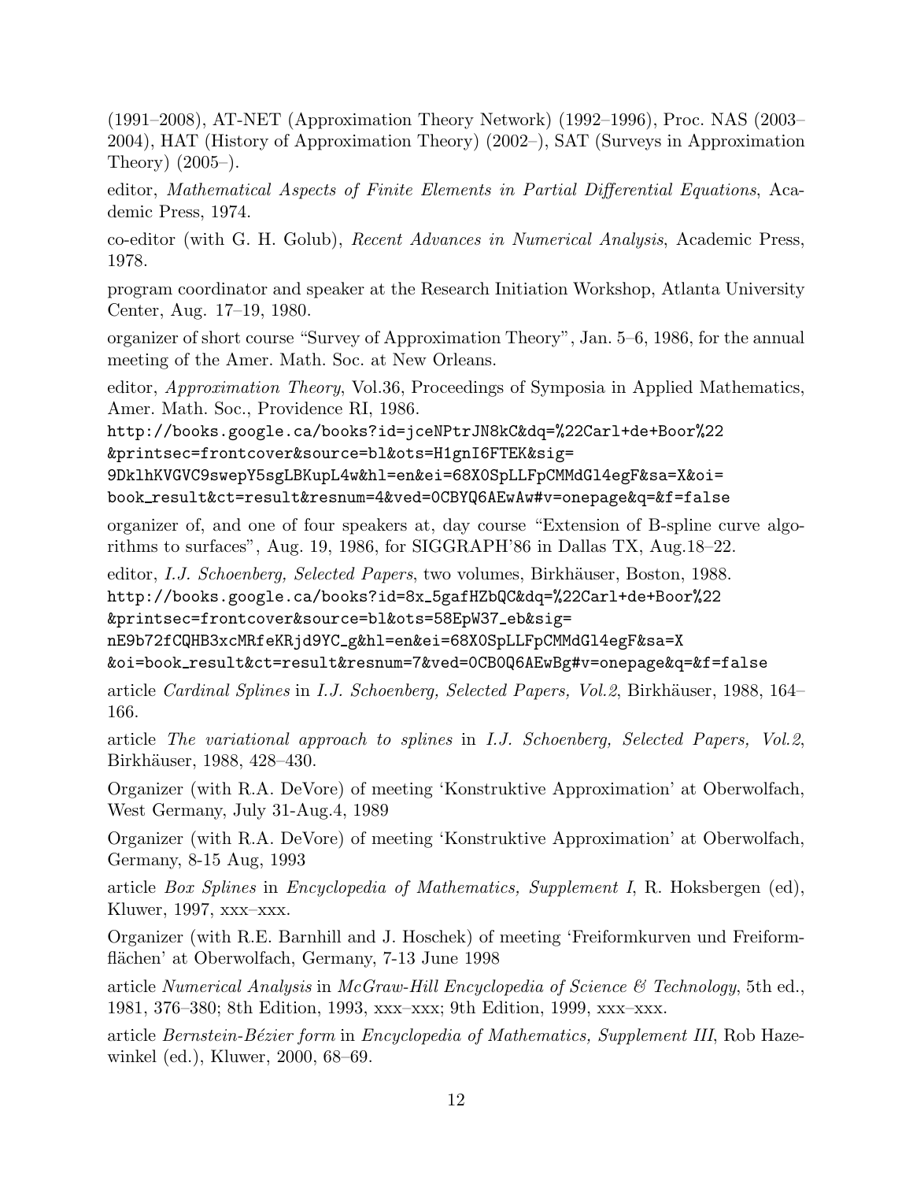(1991–2008), AT-NET (Approximation Theory Network) (1992–1996), Proc. NAS (2003–2004), HAT (History of Approximation Theory) (2002–), SAT (Surveys in Approximation Theory) (2005–).

editor, *Mathematical Aspects of Finite Elements in Partial Differential Equations*, Academic Press, 1974.

co-editor (with G. H. Golub), *Recent Advances in Numerical Analysis*, Academic Press, 1978.

program coordinator and speaker at the Research Initiation Workshop, Atlanta University Center, Aug. 17–19, 1980.

organizer of short course "Survey of Approximation Theory", Jan. 5–6, 1986, for the annual meeting of the Amer. Math. Soc. at New Orleans.

editor, *Approximation Theory*, Vol.36, Proceedings of Symposia in Applied Mathematics, Amer. Math. Soc., Providence RI, 1986.

`http://books.google.ca/books?id=jceNPtrJN8kC&dq=%22Carl+de+Boor%22&printsec=frontcover&source=bl&ots=H1gnI6FTEK&sig=9DklhKVGVC9swepY5sgLBKupL4w&hl=en&ei=68X0SpLLFpCMMdGl4egF&sa=X&oi=book_result&ct=result&resnum=4&ved=0CBYQ6AEwAw#v=onepage&q=&f=false`

organizer of, and one of four speakers at, day course "Extension of B-spline curve algorithms to surfaces", Aug. 19, 1986, for SIGGRAPH'86 in Dallas TX, Aug.18–22.

editor, *I.J. Schoenberg, Selected Papers*, two volumes, Birkhäuser, Boston, 1988.

`http://books.google.ca/books?id=8x_5gafHZbQC&dq=%22Carl+de+Boor%22&printsec=frontcover&source=bl&ots=58EpW37_eb&sig=nE9b72fCQHB3xcMRfeKRjd9YC_g&hl=en&ei=68X0SpLLFpCMMdGl4egF&sa=X&oi=book_result&ct=result&resnum=7&ved=0CB0Q6AEwBg#v=onepage&q=&f=false`

article *Cardinal Splines* in *I.J. Schoenberg, Selected Papers, Vol.2*, Birkhäuser, 1988, 164–166.

article *The variational approach to splines* in *I.J. Schoenberg, Selected Papers, Vol.2*, Birkhäuser, 1988, 428–430.

Organizer (with R.A. DeVore) of meeting 'Konstruktive Approximation' at Oberwolfach, West Germany, July 31-Aug.4, 1989

Organizer (with R.A. DeVore) of meeting 'Konstruktive Approximation' at Oberwolfach, Germany, 8-15 Aug, 1993

article *Box Splines* in *Encyclopedia of Mathematics, Supplement I*, R. Hoksbergen (ed), Kluwer, 1997, xxx–xxx.

Organizer (with R.E. Barnhill and J. Hoschek) of meeting 'Freiformkurven und Freiformflächen' at Oberwolfach, Germany, 7-13 June 1998

article *Numerical Analysis* in *McGraw-Hill Encyclopedia of Science & Technology*, 5th ed., 1981, 376–380; 8th Edition, 1993, xxx–xxx; 9th Edition, 1999, xxx–xxx.

article *Bernstein-Bézier form* in *Encyclopedia of Mathematics, Supplement III*, Rob Hazewinkel (ed.), Kluwer, 2000, 68–69.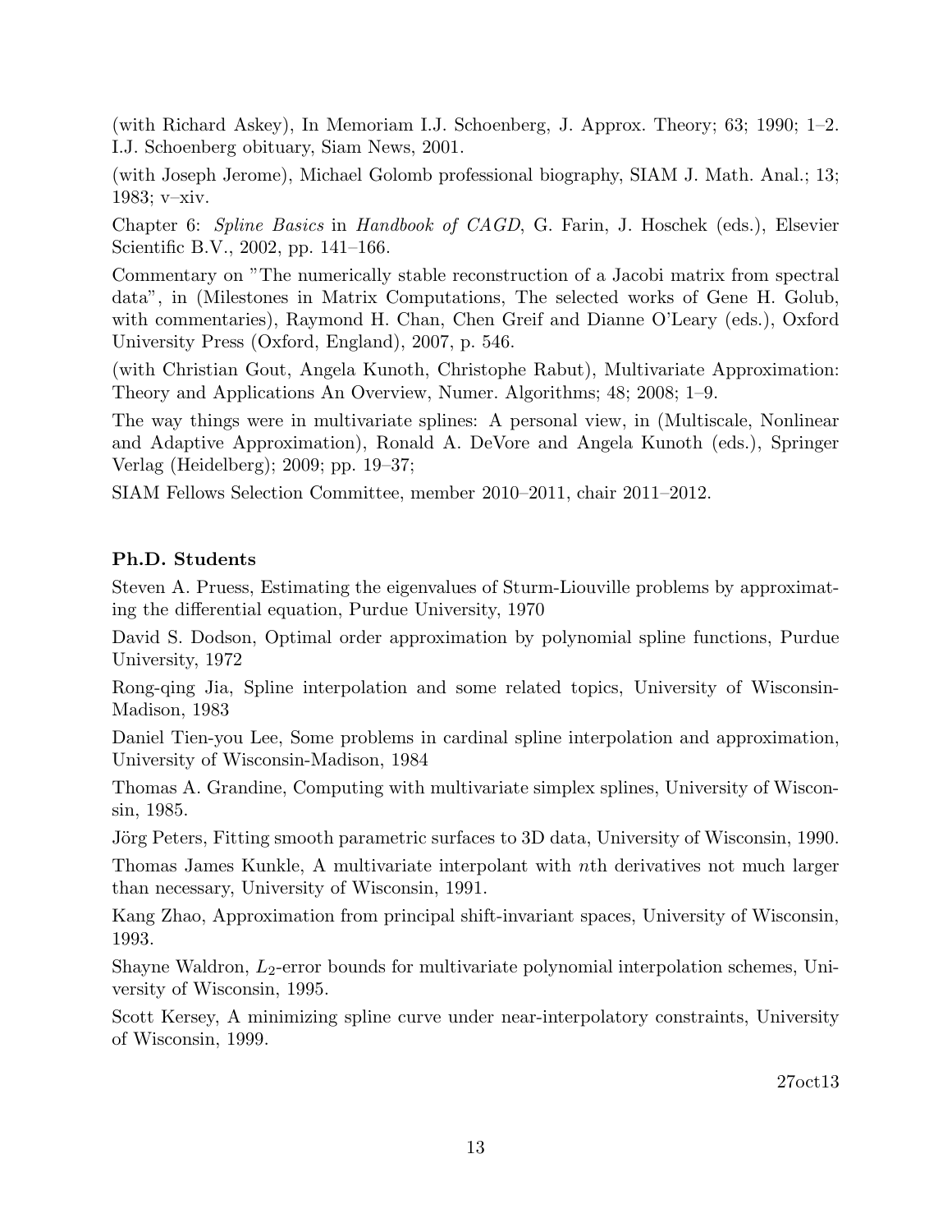(with Richard Askey), In Memoriam I.J. Schoenberg, J. Approx. Theory; 63; 1990; 1–2. I.J. Schoenberg obituary, Siam News, 2001.

(with Joseph Jerome), Michael Golomb professional biography, SIAM J. Math. Anal.; 13; 1983; v–xiv.

Chapter 6: *Spline Basics* in *Handbook of CAGD*, G. Farin, J. Hoschek (eds.), Elsevier Scientific B.V., 2002, pp. 141–166.

Commentary on "The numerically stable reconstruction of a Jacobi matrix from spectral data", in (Milestones in Matrix Computations, The selected works of Gene H. Golub, with commentaries), Raymond H. Chan, Chen Greif and Dianne O'Leary (eds.), Oxford University Press (Oxford, England), 2007, p. 546.

(with Christian Gout, Angela Kunoth, Christophe Rabut), Multivariate Approximation: Theory and Applications An Overview, Numer. Algorithms; 48; 2008; 1–9.

The way things were in multivariate splines: A personal view, in (Multiscale, Nonlinear and Adaptive Approximation), Ronald A. DeVore and Angela Kunoth (eds.), Springer Verlag (Heidelberg); 2009; pp. 19–37;

SIAM Fellows Selection Committee, member 2010–2011, chair 2011–2012.

**Ph.D. Students**

Steven A. Pruess, Estimating the eigenvalues of Sturm-Liouville problems by approximating the differential equation, Purdue University, 1970

David S. Dodson, Optimal order approximation by polynomial spline functions, Purdue University, 1972

Rong-qing Jia, Spline interpolation and some related topics, University of Wisconsin-Madison, 1983

Daniel Tien-you Lee, Some problems in cardinal spline interpolation and approximation, University of Wisconsin-Madison, 1984

Thomas A. Grandine, Computing with multivariate simplex splines, University of Wisconsin, 1985.

Jörg Peters, Fitting smooth parametric surfaces to 3D data, University of Wisconsin, 1990.

Thomas James Kunkle, A multivariate interpolant with $n$th derivatives not much larger than necessary, University of Wisconsin, 1991.

Kang Zhao, Approximation from principal shift-invariant spaces, University of Wisconsin, 1993.

Shayne Waldron, $L_2$-error bounds for multivariate polynomial interpolation schemes, University of Wisconsin, 1995.

Scott Kersey, A minimizing spline curve under near-interpolatory constraints, University of Wisconsin, 1999.

27oct13